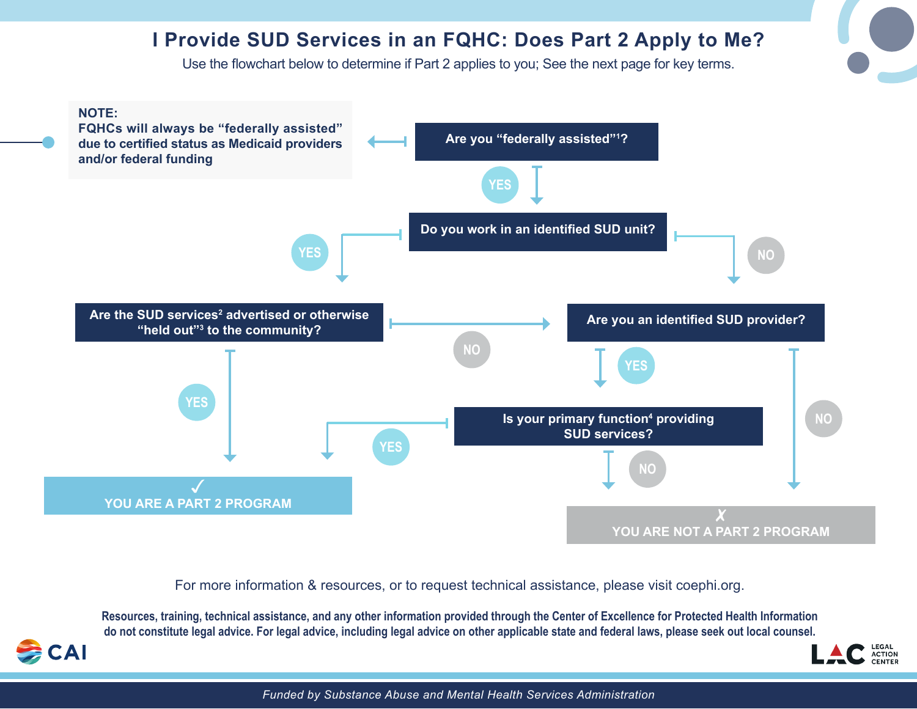# I Provide SUD Services in an FQHC: Does Part 2 Apply to Me?

Use the flowchart below to determine if Part 2 applies to you; See the next page for key terms.

**NOTE:**
**FQHCs will always be "federally assisted" due to certified status as Medicaid providers and/or federal funding**

**Are you "federally assisted"[1]?**

YES

**Do you work in an identified SUD unit?**

YES

**Are the SUD services[2] advertised or otherwise "held out"[3] to the community?**

NO

**Are you an identified SUD provider?**

YES

**Is your primary function[4] providing SUD services?**

YES

NO

YES

NO

NO

✓ YOU ARE A PART 2 PROGRAM

✗ YOU ARE NOT A PART 2 PROGRAM

For more information & resources, or to request technical assistance, please visit coephi.org.

**Resources, training, technical assistance, and any other information provided through the Center of Excellence for Protected Health Information do not constitute legal advice. For legal advice, including legal advice on other applicable state and federal laws, please seek out local counsel.**

CAI

LAC LEGAL ACTION CENTER

*Funded by Substance Abuse and Mental Health Services Administration*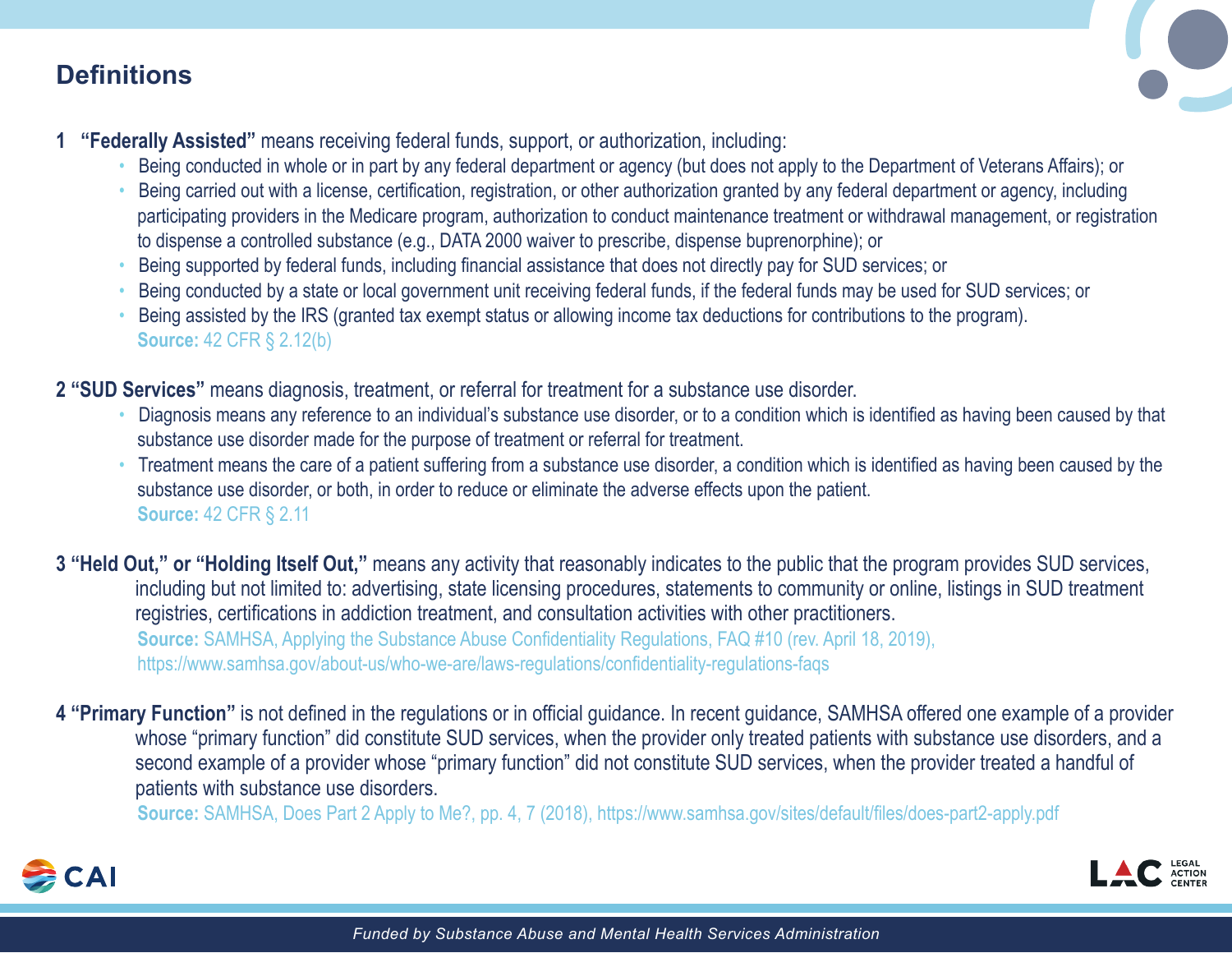## Definitions

1 **"Federally Assisted"** means receiving federal funds, support, or authorization, including:

- Being conducted in whole or in part by any federal department or agency (but does not apply to the Department of Veterans Affairs); or
- Being carried out with a license, certification, registration, or other authorization granted by any federal department or agency, including participating providers in the Medicare program, authorization to conduct maintenance treatment or withdrawal management, or registration to dispense a controlled substance (e.g., DATA 2000 waiver to prescribe, dispense buprenorphine); or
- Being supported by federal funds, including financial assistance that does not directly pay for SUD services; or
- Being conducted by a state or local government unit receiving federal funds, if the federal funds may be used for SUD services; or
- Being assisted by the IRS (granted tax exempt status or allowing income tax deductions for contributions to the program).

**Source:** 42 CFR § 2.12(b)

2 **"SUD Services"** means diagnosis, treatment, or referral for treatment for a substance use disorder.

- Diagnosis means any reference to an individual's substance use disorder, or to a condition which is identified as having been caused by that substance use disorder made for the purpose of treatment or referral for treatment.
- Treatment means the care of a patient suffering from a substance use disorder, a condition which is identified as having been caused by the substance use disorder, or both, in order to reduce or eliminate the adverse effects upon the patient.

**Source:** 42 CFR § 2.11

3 **"Held Out," or "Holding Itself Out,"** means any activity that reasonably indicates to the public that the program provides SUD services, including but not limited to: advertising, state licensing procedures, statements to community or online, listings in SUD treatment registries, certifications in addiction treatment, and consultation activities with other practitioners.

**Source:** SAMHSA, Applying the Substance Abuse Confidentiality Regulations, FAQ #10 (rev. April 18, 2019), https://www.samhsa.gov/about-us/who-we-are/laws-regulations/confidentiality-regulations-faqs

4 **"Primary Function"** is not defined in the regulations or in official guidance. In recent guidance, SAMHSA offered one example of a provider whose "primary function" did constitute SUD services, when the provider only treated patients with substance use disorders, and a second example of a provider whose "primary function" did not constitute SUD services, when the provider treated a handful of patients with substance use disorders.

**Source:** SAMHSA, Does Part 2 Apply to Me?, pp. 4, 7 (2018), https://www.samhsa.gov/sites/default/files/does-part2-apply.pdf

*Funded by Substance Abuse and Mental Health Services Administration*